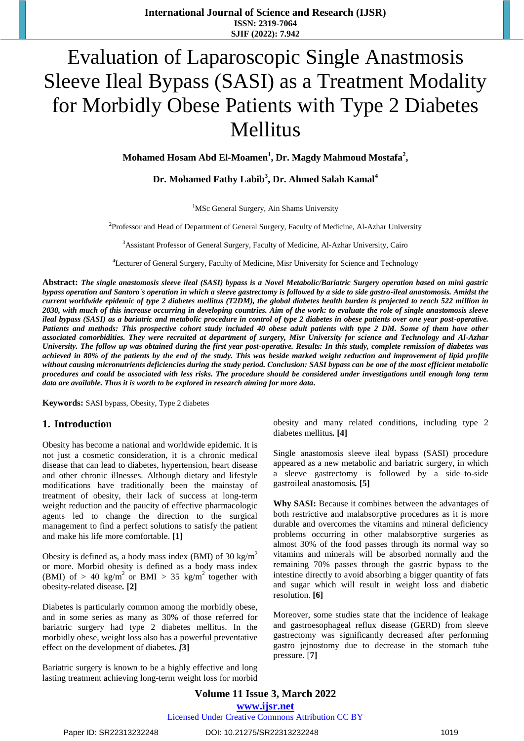# Evaluation of Laparoscopic Single Anastmosis Sleeve Ileal Bypass (SASI) as a Treatment Modality for Morbidly Obese Patients with Type 2 Diabetes Mellitus

**Mohamed Hosam Abd El-Moamen[1], Dr. Magdy Mahmoud Mostafa[2],**

**Dr. Mohamed Fathy Labib[3], Dr. Ahmed Salah Kamal[4]**

[1]MSc General Surgery, Ain Shams University

[2]Professor and Head of Department of General Surgery, Faculty of Medicine, Al-Azhar University

[3]Assistant Professor of General Surgery, Faculty of Medicine, Al-Azhar University, Cairo

[4]Lecturer of General Surgery, Faculty of Medicine, Misr University for Science and Technology

**Abstract:** ***The single anastomosis sleeve ileal (SASI) bypass is a Novel Metabolic/Bariatric Surgery operation based on mini gastric bypass operation and Santoro's operation in which a sleeve gastrectomy is followed by a side to side gastro-ileal anastomosis. Amidst the current worldwide epidemic of type 2 diabetes mellitus (T2DM), the global diabetes health burden is projected to reach 522 million in 2030, with much of this increase occurring in developing countries. Aim of the work: to evaluate the role of single anastomosis sleeve ileal bypass (SASI) as a bariatric and metabolic procedure in control of type 2 diabetes in obese patients over one year post-operative. Patients and methods: This prospective cohort study included 40 obese adult patients with type 2 DM. Some of them have other associated comorbidities. They were recruited at department of surgery, Misr University for science and Technology and Al-Azhar University. The follow up was obtained during the first year post-operative. Results: In this study, complete remission of diabetes was achieved in 80% of the patients by the end of the study. This was beside marked weight reduction and improvement of lipid profile without causing micronutrients deficiencies during the study period. Conclusion: SASI bypass can be one of the most efficient metabolic procedures and could be associated with less risks. The procedure should be considered under investigations until enough long term data are available. Thus it is worth to be explored in research aiming for more data.***

**Keywords:** SASI bypass, Obesity, Type 2 diabetes

## 1. Introduction

Obesity has become a national and worldwide epidemic. It is not just a cosmetic consideration, it is a chronic medical disease that can lead to diabetes, hypertension, heart disease and other chronic illnesses. Although dietary and lifestyle modifications have traditionally been the mainstay of treatment of obesity, their lack of success at long-term weight reduction and the paucity of effective pharmacologic agents led to change the direction to the surgical management to find a perfect solutions to satisfy the patient and make his life more comfortable. **[1]**

Obesity is defined as, a body mass index (BMI) of 30 kg/m$^2$ or more. Morbid obesity is defined as a body mass index (BMI) of > 40 kg/m$^2$ or BMI > 35 kg/m$^2$ together with obesity-related disease**. [2]**

Diabetes is particularly common among the morbidly obese, and in some series as many as 30% of those referred for bariatric surgery had type 2 diabetes mellitus. In the morbidly obese, weight loss also has a powerful preventative effect on the development of diabetes**. *[*3]**

Bariatric surgery is known to be a highly effective and long lasting treatment achieving long-term weight loss for morbid obesity and many related conditions, including type 2 diabetes mellitus**. [4]**

Single anastomosis sleeve ileal bypass (SASI) procedure appeared as a new metabolic and bariatric surgery, in which a sleeve gastrectomy is followed by a side–to-side gastroileal anastomosis**. [5]**

**Why SASI:** Because it combines between the advantages of both restrictive and malabsorptive procedures as it is more durable and overcomes the vitamins and mineral deficiency problems occurring in other malabsorptive surgeries as almost 30% of the food passes through its normal way so vitamins and minerals will be absorbed normally and the remaining 70% passes through the gastric bypass to the intestine directly to avoid absorbing a bigger quantity of fats and sugar which will result in weight loss and diabetic resolution. **[6]**

Moreover, some studies state that the incidence of leakage and gastroesophageal reflux disease (GERD) from sleeve gastrectomy was significantly decreased after performing gastro jejnostomy due to decrease in the stomach tube pressure. [7]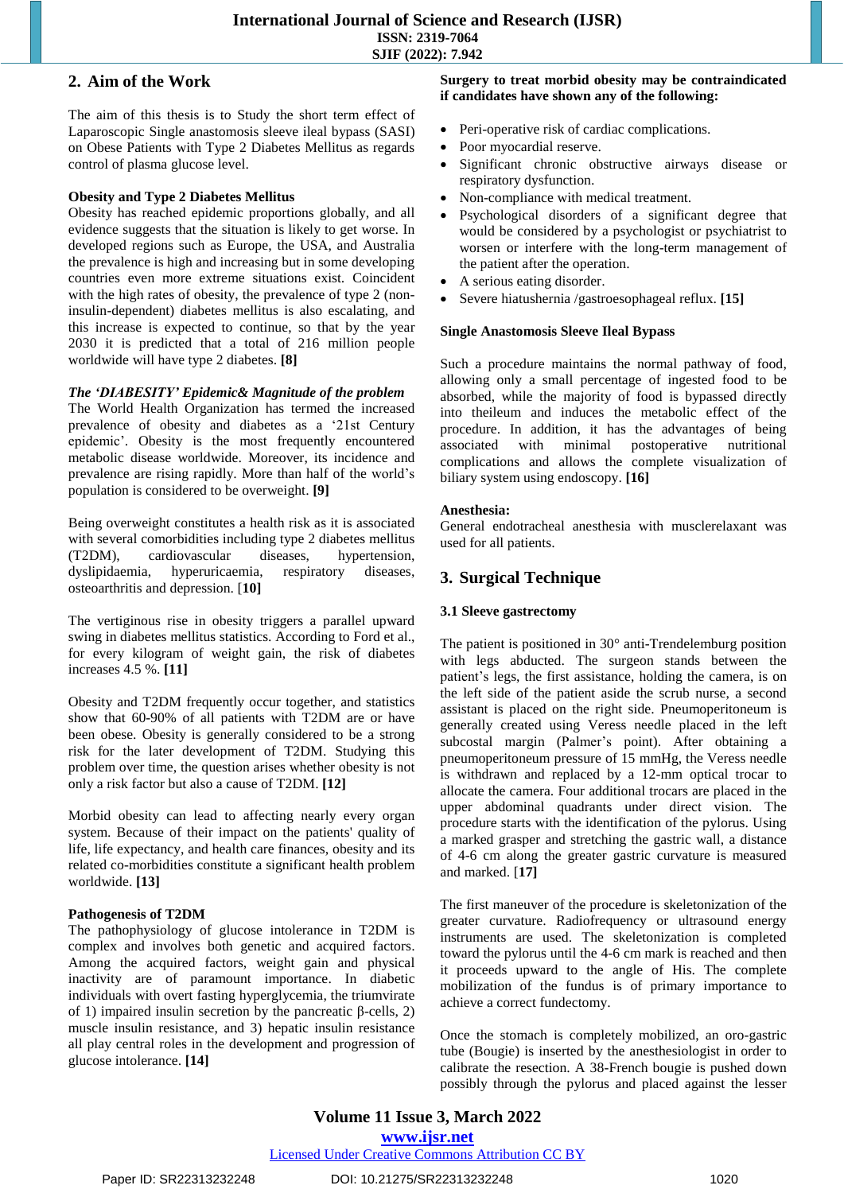## 2. Aim of the Work

The aim of this thesis is to Study the short term effect of Laparoscopic Single anastomosis sleeve ileal bypass (SASI) on Obese Patients with Type 2 Diabetes Mellitus as regards control of plasma glucose level.

**Obesity and Type 2 Diabetes Mellitus**

Obesity has reached epidemic proportions globally, and all evidence suggests that the situation is likely to get worse. In developed regions such as Europe, the USA, and Australia the prevalence is high and increasing but in some developing countries even more extreme situations exist. Coincident with the high rates of obesity, the prevalence of type 2 (non-insulin-dependent) diabetes mellitus is also escalating, and this increase is expected to continue, so that by the year 2030 it is predicted that a total of 216 million people worldwide will have type 2 diabetes. **[8]**

***The 'DIABESITY' Epidemic& Magnitude of the problem***

The World Health Organization has termed the increased prevalence of obesity and diabetes as a '21st Century epidemic'. Obesity is the most frequently encountered metabolic disease worldwide. Moreover, its incidence and prevalence are rising rapidly. More than half of the world's population is considered to be overweight. **[9]**

Being overweight constitutes a health risk as it is associated with several comorbidities including type 2 diabetes mellitus (T2DM), cardiovascular diseases, hypertension, dyslipidaemia, hyperuricaemia, respiratory diseases, osteoarthritis and depression. [**10]**

The vertiginous rise in obesity triggers a parallel upward swing in diabetes mellitus statistics. According to Ford et al., for every kilogram of weight gain, the risk of diabetes increases 4.5 %. **[11]**

Obesity and T2DM frequently occur together, and statistics show that 60-90% of all patients with T2DM are or have been obese. Obesity is generally considered to be a strong risk for the later development of T2DM. Studying this problem over time, the question arises whether obesity is not only a risk factor but also a cause of T2DM. **[12]**

Morbid obesity can lead to affecting nearly every organ system. Because of their impact on the patients' quality of life, life expectancy, and health care finances, obesity and its related co-morbidities constitute a significant health problem worldwide. **[13]**

**Pathogenesis of T2DM**

The pathophysiology of glucose intolerance in T2DM is complex and involves both genetic and acquired factors. Among the acquired factors, weight gain and physical inactivity are of paramount importance. In diabetic individuals with overt fasting hyperglycemia, the triumvirate of 1) impaired insulin secretion by the pancreatic β-cells, 2) muscle insulin resistance, and 3) hepatic insulin resistance all play central roles in the development and progression of glucose intolerance. **[14]**

**Surgery to treat morbid obesity may be contraindicated if candidates have shown any of the following:**

- Peri-operative risk of cardiac complications.
- Poor myocardial reserve.
- Significant chronic obstructive airways disease or respiratory dysfunction.
- Non-compliance with medical treatment.
- Psychological disorders of a significant degree that would be considered by a psychologist or psychiatrist to worsen or interfere with the long-term management of the patient after the operation.
- A serious eating disorder.
- Severe hiatushernia /gastroesophageal reflux. **[15]**

**Single Anastomosis Sleeve Ileal Bypass**

Such a procedure maintains the normal pathway of food, allowing only a small percentage of ingested food to be absorbed, while the majority of food is bypassed directly into theileum and induces the metabolic effect of the procedure. In addition, it has the advantages of being associated with minimal postoperative nutritional complications and allows the complete visualization of biliary system using endoscopy. **[16]**

**Anesthesia:**

General endotracheal anesthesia with musclerelaxant was used for all patients.

## 3. Surgical Technique

### 3.1 Sleeve gastrectomy

The patient is positioned in 30° anti-Trendelemburg position with legs abducted. The surgeon stands between the patient's legs, the first assistance, holding the camera, is on the left side of the patient aside the scrub nurse, a second assistant is placed on the right side. Pneumoperitoneum is generally created using Veress needle placed in the left subcostal margin (Palmer's point). After obtaining a pneumoperitoneum pressure of 15 mmHg, the Veress needle is withdrawn and replaced by a 12-mm optical trocar to allocate the camera. Four additional trocars are placed in the upper abdominal quadrants under direct vision. The procedure starts with the identification of the pylorus. Using a marked grasper and stretching the gastric wall, a distance of 4-6 cm along the greater gastric curvature is measured and marked. [**17]**

The first maneuver of the procedure is skeletonization of the greater curvature. Radiofrequency or ultrasound energy instruments are used. The skeletonization is completed toward the pylorus until the 4-6 cm mark is reached and then it proceeds upward to the angle of His. The complete mobilization of the fundus is of primary importance to achieve a correct fundectomy.

Once the stomach is completely mobilized, an oro-gastric tube (Bougie) is inserted by the anesthesiologist in order to calibrate the resection. A 38-French bougie is pushed down possibly through the pylorus and placed against the lesser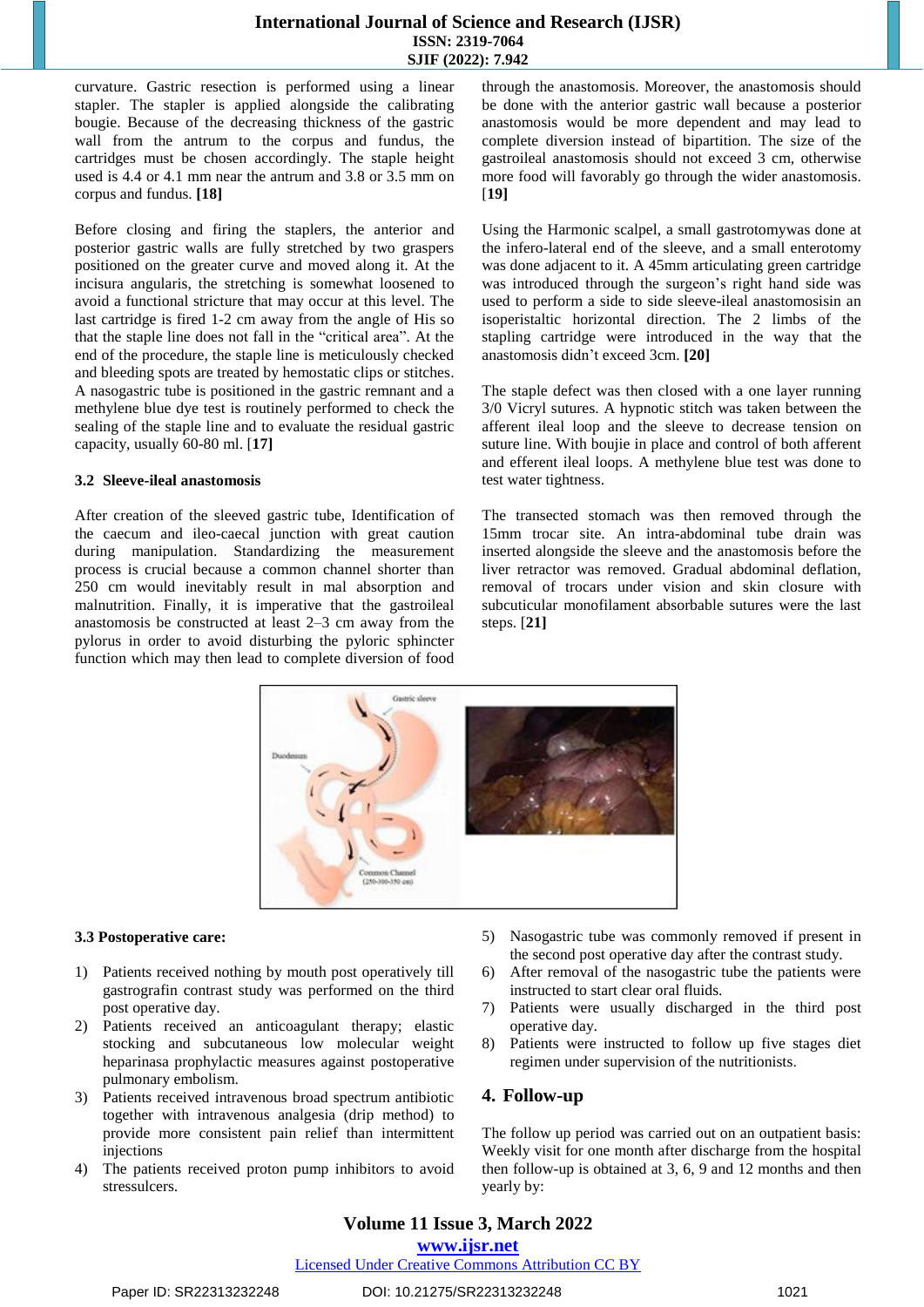curvature. Gastric resection is performed using a linear stapler. The stapler is applied alongside the calibrating bougie. Because of the decreasing thickness of the gastric wall from the antrum to the corpus and fundus, the cartridges must be chosen accordingly. The staple height used is 4.4 or 4.1 mm near the antrum and 3.8 or 3.5 mm on corpus and fundus. **[18]**

Before closing and firing the staplers, the anterior and posterior gastric walls are fully stretched by two graspers positioned on the greater curve and moved along it. At the incisura angularis, the stretching is somewhat loosened to avoid a functional stricture that may occur at this level. The last cartridge is fired 1-2 cm away from the angle of His so that the staple line does not fall in the "critical area". At the end of the procedure, the staple line is meticulously checked and bleeding spots are treated by hemostatic clips or stitches. A nasogastric tube is positioned in the gastric remnant and a methylene blue dye test is routinely performed to check the sealing of the staple line and to evaluate the residual gastric capacity, usually 60-80 ml. [**17**]

### 3.2 Sleeve-ileal anastomosis

After creation of the sleeved gastric tube, Identification of the caecum and ileo-caecal junction with great caution during manipulation. Standardizing the measurement process is crucial because a common channel shorter than 250 cm would inevitably result in mal absorption and malnutrition. Finally, it is imperative that the gastroileal anastomosis be constructed at least 2–3 cm away from the pylorus in order to avoid disturbing the pyloric sphincter function which may then lead to complete diversion of food through the anastomosis. Moreover, the anastomosis should be done with the anterior gastric wall because a posterior anastomosis would be more dependent and may lead to complete diversion instead of bipartition. The size of the gastroileal anastomosis should not exceed 3 cm, otherwise more food will favorably go through the wider anastomosis. [**19**]

Using the Harmonic scalpel, a small gastrotomywas done at the infero-lateral end of the sleeve, and a small enterotomy was done adjacent to it. A 45mm articulating green cartridge was introduced through the surgeon's right hand side was used to perform a side to side sleeve-ileal anastomosisin an isoperistaltic horizontal direction. The 2 limbs of the stapling cartridge were introduced in the way that the anastomosis didn't exceed 3cm. **[20]**

The staple defect was then closed with a one layer running 3/0 Vicryl sutures. A hypnotic stitch was taken between the afferent ileal loop and the sleeve to decrease tension on suture line. With boujie in place and control of both afferent and efferent ileal loops. A methylene blue test was done to test water tightness.

The transected stomach was then removed through the 15mm trocar site. An intra-abdominal tube drain was inserted alongside the sleeve and the anastomosis before the liver retractor was removed. Gradual abdominal deflation, removal of trocars under vision and skin closure with subcuticular monofilament absorbable sutures were the last steps. [**21**]

### 3.3 Postoperative care:

1) Patients received nothing by mouth post operatively till gastrografin contrast study was performed on the third post operative day.
2) Patients received an anticoagulant therapy; elastic stocking and subcutaneous low molecular weight heparinasa prophylactic measures against postoperative pulmonary embolism.
3) Patients received intravenous broad spectrum antibiotic together with intravenous analgesia (drip method) to provide more consistent pain relief than intermittent injections
4) The patients received proton pump inhibitors to avoid stressulcers.
5) Nasogastric tube was commonly removed if present in the second post operative day after the contrast study.
6) After removal of the nasogastric tube the patients were instructed to start clear oral fluids.
7) Patients were usually discharged in the third post operative day.
8) Patients were instructed to follow up five stages diet regimen under supervision of the nutritionists.

## 4. Follow-up

The follow up period was carried out on an outpatient basis: Weekly visit for one month after discharge from the hospital then follow-up is obtained at 3, 6, 9 and 12 months and then yearly by: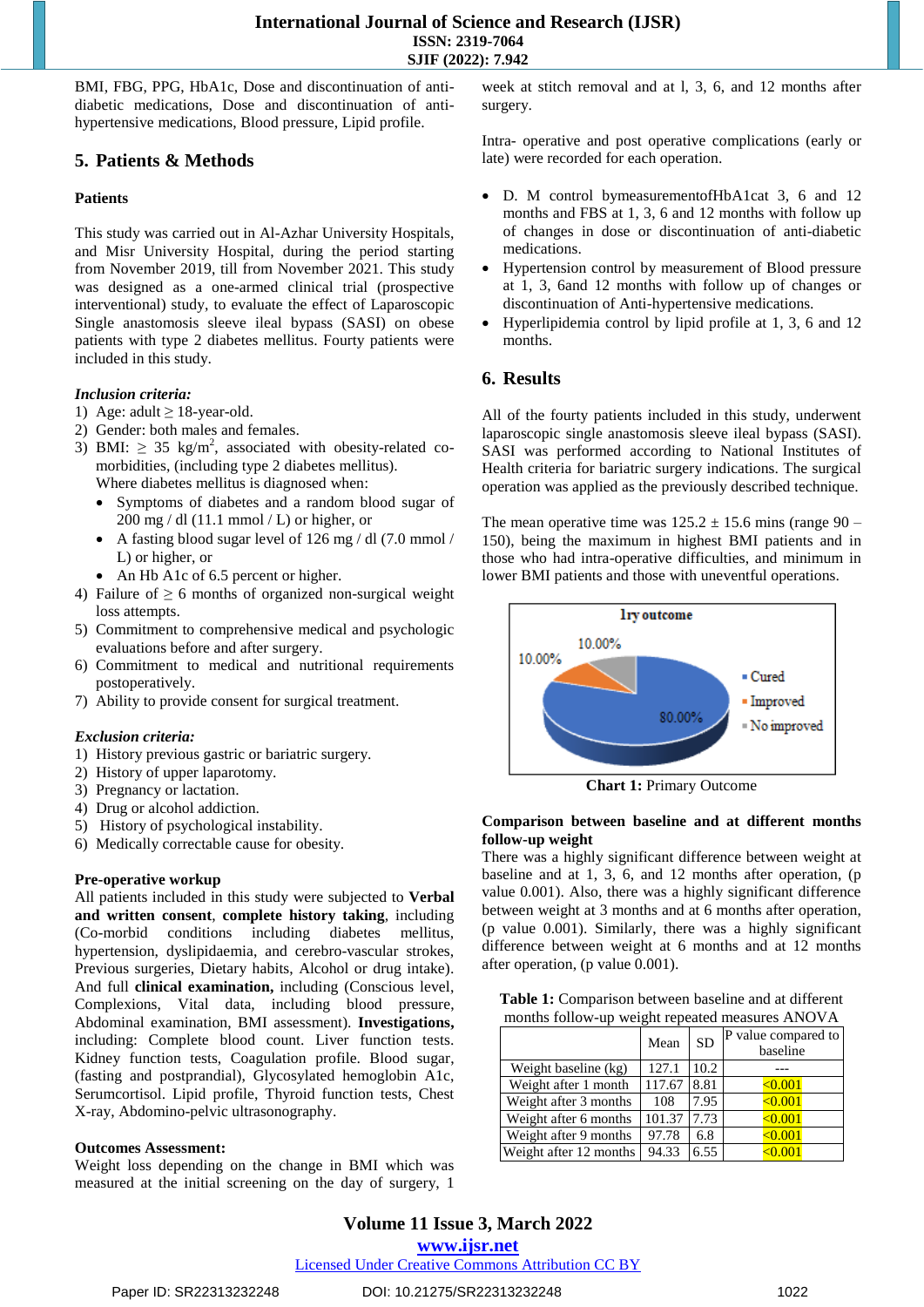BMI, FBG, PPG, HbA1c, Dose and discontinuation of anti-diabetic medications, Dose and discontinuation of anti-hypertensive medications, Blood pressure, Lipid profile.

## 5. Patients & Methods

### Patients

This study was carried out in Al-Azhar University Hospitals, and Misr University Hospital, during the period starting from November 2019, till from November 2021. This study was designed as a one-armed clinical trial (prospective interventional) study, to evaluate the effect of Laparoscopic Single anastomosis sleeve ileal bypass (SASI) on obese patients with type 2 diabetes mellitus. Fourty patients were included in this study.

***Inclusion criteria:***

1) Age: adult ≥ 18-year-old.
2) Gender: both males and females.
3) BMI: ≥ 35 kg/m$^2$, associated with obesity-related co-morbidities, (including type 2 diabetes mellitus).
   Where diabetes mellitus is diagnosed when:
   - Symptoms of diabetes and a random blood sugar of 200 mg / dl (11.1 mmol / L) or higher, or
   - A fasting blood sugar level of 126 mg / dl (7.0 mmol / L) or higher, or
   - An Hb A1c of 6.5 percent or higher.
4) Failure of ≥ 6 months of organized non-surgical weight loss attempts.
5) Commitment to comprehensive medical and psychologic evaluations before and after surgery.
6) Commitment to medical and nutritional requirements postoperatively.
7) Ability to provide consent for surgical treatment.

***Exclusion criteria:***

1) History previous gastric or bariatric surgery.
2) History of upper laparotomy.
3) Pregnancy or lactation.
4) Drug or alcohol addiction.
5) History of psychological instability.
6) Medically correctable cause for obesity.

**Pre-operative workup**

All patients included in this study were subjected to **Verbal and written consent**, **complete history taking**, including (Co-morbid conditions including diabetes mellitus, hypertension, dyslipidaemia, and cerebro-vascular strokes, Previous surgeries, Dietary habits, Alcohol or drug intake). And full **clinical examination,** including (Conscious level, Complexions, Vital data, including blood pressure, Abdominal examination, BMI assessment). **Investigations,** including: Complete blood count. Liver function tests. Kidney function tests, Coagulation profile. Blood sugar, (fasting and postprandial), Glycosylated hemoglobin A1c, Serumcortisol. Lipid profile, Thyroid function tests, Chest X-ray, Abdomino-pelvic ultrasonography.

**Outcomes Assessment:**

Weight loss depending on the change in BMI which was measured at the initial screening on the day of surgery, 1 week at stitch removal and at l, 3, 6, and 12 months after surgery.

Intra- operative and post operative complications (early or late) were recorded for each operation.

- D. M control bymeasurementofHbA1cat 3, 6 and 12 months and FBS at 1, 3, 6 and 12 months with follow up of changes in dose or discontinuation of anti-diabetic medications.
- Hypertension control by measurement of Blood pressure at 1, 3, 6and 12 months with follow up of changes or discontinuation of Anti-hypertensive medications.
- Hyperlipidemia control by lipid profile at 1, 3, 6 and 12 months.

## 6. Results

All of the fourty patients included in this study, underwent laparoscopic single anastomosis sleeve ileal bypass (SASI). SASI was performed according to National Institutes of Health criteria for bariatric surgery indications. The surgical operation was applied as the previously described technique.

The mean operative time was 125.2 ± 15.6 mins (range 90 – 150), being the maximum in highest BMI patients and in those who had intra-operative difficulties, and minimum in lower BMI patients and those with uneventful operations.

**Chart 1:** Primary Outcome

**Comparison between baseline and at different months follow-up weight**

There was a highly significant difference between weight at baseline and at 1, 3, 6, and 12 months after operation, (p value 0.001). Also, there was a highly significant difference between weight at 3 months and at 6 months after operation, (p value 0.001). Similarly, there was a highly significant difference between weight at 6 months and at 12 months after operation, (p value 0.001).

**Table 1:** Comparison between baseline and at different months follow-up weight repeated measures ANOVA

| | Mean | SD | P value compared to baseline |
|---|---|---|---|
| Weight baseline (kg) | 127.1 | 10.2 | --- |
| Weight after 1 month | 117.67 | 8.81 | <0.001 |
| Weight after 3 months | 108 | 7.95 | <0.001 |
| Weight after 6 months | 101.37 | 7.73 | <0.001 |
| Weight after 9 months | 97.78 | 6.8 | <0.001 |
| Weight after 12 months | 94.33 | 6.55 | <0.001 |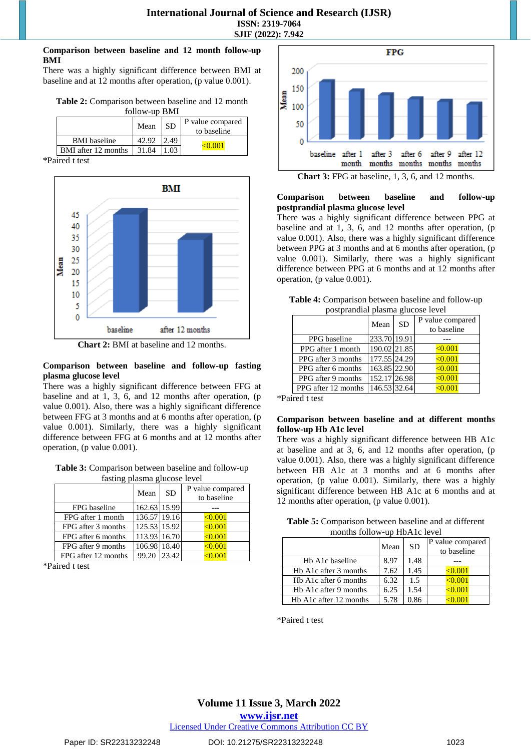**Comparison between baseline and 12 month follow-up BMI**

There was a highly significant difference between BMI at baseline and at 12 months after operation, (p value 0.001).

**Table 2:** Comparison between baseline and 12 month follow-up BMI

| | Mean | SD | P value compared to baseline |
|---|---|---|---|
| BMI baseline | 42.92 | 2.49 | <0.001 |
| BMI after 12 months | 31.84 | 1.03 | |

*Paired t test

**Chart 2:** BMI at baseline and 12 months.

**Comparison between baseline and follow-up fasting plasma glucose level**

There was a highly significant difference between FFG at baseline and at 1, 3, 6, and 12 months after operation, (p value 0.001). Also, there was a highly significant difference between FFG at 3 months and at 6 months after operation, (p value 0.001). Similarly, there was a highly significant difference between FFG at 6 months and at 12 months after operation, (p value 0.001).

**Table 3:** Comparison between baseline and follow-up fasting plasma glucose level

| | Mean | SD | P value compared to baseline |
|---|---|---|---|
| FPG baseline | 162.63 | 15.99 | --- |
| FPG after 1 month | 136.57 | 19.16 | <0.001 |
| FPG after 3 months | 125.53 | 15.92 | <0.001 |
| FPG after 6 months | 113.93 | 16.70 | <0.001 |
| FPG after 9 months | 106.98 | 18.40 | <0.001 |
| FPG after 12 months | 99.20 | 23.42 | <0.001 |

*Paired t test

**Chart 3:** FPG at baseline, 1, 3, 6, and 12 months.

**Comparison between baseline and follow-up postprandial plasma glucose level**

There was a highly significant difference between PPG at baseline and at 1, 3, 6, and 12 months after operation, (p value 0.001). Also, there was a highly significant difference between PPG at 3 months and at 6 months after operation, (p value 0.001). Similarly, there was a highly significant difference between PPG at 6 months and at 12 months after operation, (p value 0.001).

**Table 4:** Comparison between baseline and follow-up postprandial plasma glucose level

| | Mean | SD | P value compared to baseline |
|---|---|---|---|
| PPG baseline | 233.70 | 19.91 | --- |
| PPG after 1 month | 190.02 | 21.85 | <0.001 |
| PPG after 3 months | 177.55 | 24.29 | <0.001 |
| PPG after 6 months | 163.85 | 22.90 | <0.001 |
| PPG after 9 months | 152.17 | 26.98 | <0.001 |
| PPG after 12 months | 146.53 | 32.64 | <0.001 |

*Paired t test

**Comparison between baseline and at different months follow-up Hb A1c level**

There was a highly significant difference between HB A1c at baseline and at 3, 6, and 12 months after operation, (p value 0.001). Also, there was a highly significant difference between HB A1c at 3 months and at 6 months after operation, (p value 0.001). Similarly, there was a highly significant difference between HB A1c at 6 months and at 12 months after operation, (p value 0.001).

**Table 5:** Comparison between baseline and at different months follow-up HbA1c level

| | Mean | SD | P value compared to baseline |
|---|---|---|---|
| Hb A1c baseline | 8.97 | 1.48 | --- |
| Hb A1c after 3 months | 7.62 | 1.45 | <0.001 |
| Hb A1c after 6 months | 6.32 | 1.5 | <0.001 |
| Hb A1c after 9 months | 6.25 | 1.54 | <0.001 |
| Hb A1c after 12 months | 5.78 | 0.86 | <0.001 |

*Paired t test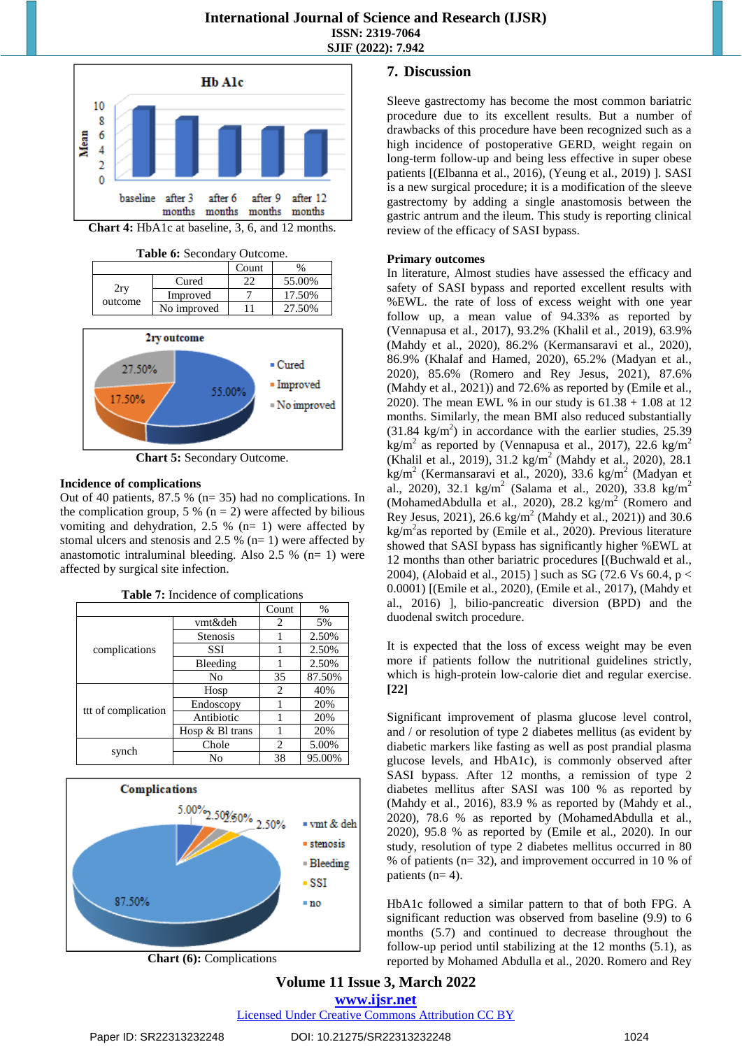Chart 4: HbA1c at baseline, 3, 6, and 12 months.

Table 6: Secondary Outcome.

| | | Count | % |
|---|---|---|---|
| 2ry outcome | Cured | 22 | 55.00% |
| | Improved | 7 | 17.50% |
| | No improved | 11 | 27.50% |

Chart 5: Secondary Outcome.

**Incidence of complications**

Out of 40 patients, 87.5 % (n= 35) had no complications. In the complication group, 5 % (n = 2) were affected by bilious vomiting and dehydration, 2.5 % (n= 1) were affected by stomal ulcers and stenosis and 2.5 % (n= 1) were affected by anastomotic intraluminal bleeding. Also 2.5 % (n= 1) were affected by surgical site infection.

Table 7: Incidence of complications

| | | Count | % |
|---|---|---|---|
| complications | vmt&deh | 2 | 5% |
| | Stenosis | 1 | 2.50% |
| | SSI | 1 | 2.50% |
| | Bleeding | 1 | 2.50% |
| | No | 35 | 87.50% |
| ttt of complication | Hosp | 2 | 40% |
| | Endoscopy | 1 | 20% |
| | Antibiotic | 1 | 20% |
| | Hosp & Bl trans | 1 | 20% |
| synch | Chole | 2 | 5.00% |
| | No | 38 | 95.00% |

Chart (6): Complications

## 7. Discussion

Sleeve gastrectomy has become the most common bariatric procedure due to its excellent results. But a number of drawbacks of this procedure have been recognized such as a high incidence of postoperative GERD, weight regain on long-term follow-up and being less effective in super obese patients [(Elbanna et al., 2016), (Yeung et al., 2019) ]. SASI is a new surgical procedure; it is a modification of the sleeve gastrectomy by adding a single anastomosis between the gastric antrum and the ileum. This study is reporting clinical review of the efficacy of SASI bypass.

**Primary outcomes**

In literature, Almost studies have assessed the efficacy and safety of SASI bypass and reported excellent results with %EWL. the rate of loss of excess weight with one year follow up, a mean value of 94.33% as reported by (Vennapusa et al., 2017), 93.2% (Khalil et al., 2019), 63.9% (Mahdy et al., 2020), 86.2% (Kermansaravi et al., 2020), 86.9% (Khalaf and Hamed, 2020), 65.2% (Madyan et al., 2020), 85.6% (Romero and Rey Jesus, 2021), 87.6% (Mahdy et al., 2021)) and 72.6% as reported by (Emile et al., 2020). The mean EWL % in our study is 61.38 + 1.08 at 12 months. Similarly, the mean BMI also reduced substantially (31.84 kg/m$^2$) in accordance with the earlier studies, 25.39 kg/m$^2$ as reported by (Vennapusa et al., 2017), 22.6 kg/m$^2$ (Khalil et al., 2019), 31.2 kg/m$^2$ (Mahdy et al., 2020), 28.1 kg/m$^2$ (Kermansaravi et al., 2020), 33.6 kg/m$^2$ (Madyan et al., 2020), 32.1 kg/m$^2$ (Salama et al., 2020), 33.8 kg/m$^2$ (MohamedAbdulla et al., 2020), 28.2 kg/m$^2$ (Romero and Rey Jesus, 2021), 26.6 kg/m$^2$ (Mahdy et al., 2021)) and 30.6 kg/m$^2$as reported by (Emile et al., 2020). Previous literature showed that SASI bypass has significantly higher %EWL at 12 months than other bariatric procedures [(Buchwald et al., 2004), (Alobaid et al., 2015) ] such as SG (72.6 Vs 60.4, $p < 0.0001$) [(Emile et al., 2020), (Emile et al., 2017), (Mahdy et al., 2016) ], bilio-pancreatic diversion (BPD) and the duodenal switch procedure.

It is expected that the loss of excess weight may be even more if patients follow the nutritional guidelines strictly, which is high-protein low-calorie diet and regular exercise. **[22]**

Significant improvement of plasma glucose level control, and / or resolution of type 2 diabetes mellitus (as evident by diabetic markers like fasting as well as post prandial plasma glucose levels, and HbA1c), is commonly observed after SASI bypass. After 12 months, a remission of type 2 diabetes mellitus after SASI was 100 % as reported by (Mahdy et al., 2016), 83.9 % as reported by (Mahdy et al., 2020), 78.6 % as reported by (MohamedAbdulla et al., 2020), 95.8 % as reported by (Emile et al., 2020). In our study, resolution of type 2 diabetes mellitus occurred in 80 % of patients (n= 32), and improvement occurred in 10 % of patients (n= 4).

HbA1c followed a similar pattern to that of both FPG. A significant reduction was observed from baseline (9.9) to 6 months (5.7) and continued to decrease throughout the follow-up period until stabilizing at the 12 months (5.1), as reported by Mohamed Abdulla et al., 2020. Romero and Rey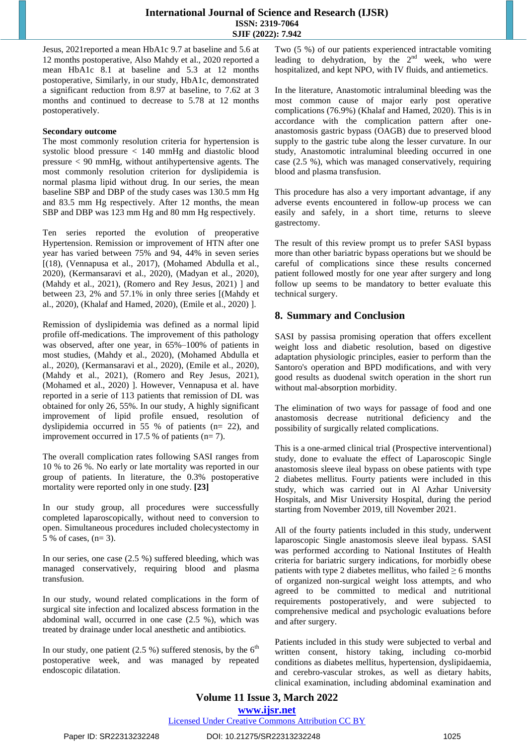Jesus, 2021reported a mean HbA1c 9.7 at baseline and 5.6 at 12 months postoperative, Also Mahdy et al., 2020 reported a mean HbA1c 8.1 at baseline and 5.3 at 12 months postoperative, Similarly, in our study, HbA1c, demonstrated a significant reduction from 8.97 at baseline, to 7.62 at 3 months and continued to decrease to 5.78 at 12 months postoperatively.

**Secondary outcome**

The most commonly resolution criteria for hypertension is systolic blood pressure < 140 mmHg and diastolic blood pressure < 90 mmHg, without antihypertensive agents. The most commonly resolution criterion for dyslipidemia is normal plasma lipid without drug. In our series, the mean baseline SBP and DBP of the study cases was 130.5 mm Hg and 83.5 mm Hg respectively. After 12 months, the mean SBP and DBP was 123 mm Hg and 80 mm Hg respectively.

Ten series reported the evolution of preoperative Hypertension. Remission or improvement of HTN after one year has varied between 75% and 94, 44% in seven series [(18), (Vennapusa et al., 2017), (Mohamed Abdulla et al., 2020), (Kermansaravi et al., 2020), (Madyan et al., 2020), (Mahdy et al., 2021), (Romero and Rey Jesus, 2021) ] and between 23, 2% and 57.1% in only three series [(Mahdy et al., 2020), (Khalaf and Hamed, 2020), (Emile et al., 2020) ].

Remission of dyslipidemia was defined as a normal lipid profile off-medications. The improvement of this pathology was observed, after one year, in 65%–100% of patients in most studies, (Mahdy et al., 2020), (Mohamed Abdulla et al., 2020), (Kermansaravi et al., 2020), (Emile et al., 2020), (Mahdy et al., 2021), (Romero and Rey Jesus, 2021), (Mohamed et al., 2020) ]. However, Vennapusa et al. have reported in a serie of 113 patients that remission of DL was obtained for only 26, 55%. In our study, A highly significant improvement of lipid profile ensued, resolution of dyslipidemia occurred in 55 % of patients (n= 22), and improvement occurred in 17.5 % of patients (n= 7).

The overall complication rates following SASI ranges from 10 % to 26 %. No early or late mortality was reported in our group of patients. In literature, the 0.3% postoperative mortality were reported only in one study. **[23]**

In our study group, all procedures were successfully completed laparoscopically, without need to conversion to open. Simultaneous procedures included cholecystectomy in 5 % of cases, (n= 3).

In our series, one case (2.5 %) suffered bleeding, which was managed conservatively, requiring blood and plasma transfusion.

In our study, wound related complications in the form of surgical site infection and localized abscess formation in the abdominal wall, occurred in one case (2.5 %), which was treated by drainage under local anesthetic and antibiotics.

In our study, one patient (2.5 %) suffered stenosis, by the 6th postoperative week, and was managed by repeated endoscopic dilatation.

Two (5 %) of our patients experienced intractable vomiting leading to dehydration, by the 2nd week, who were hospitalized, and kept NPO, with IV fluids, and antiemetics.

In the literature, Anastomotic intraluminal bleeding was the most common cause of major early post operative complications (76.9%) (Khalaf and Hamed, 2020). This is in accordance with the complication pattern after one-anastomosis gastric bypass (OAGB) due to preserved blood supply to the gastric tube along the lesser curvature. In our study, Anastomotic intraluminal bleeding occurred in one case (2.5 %), which was managed conservatively, requiring blood and plasma transfusion.

This procedure has also a very important advantage, if any adverse events encountered in follow-up process we can easily and safely, in a short time, returns to sleeve gastrectomy.

The result of this review prompt us to prefer SASI bypass more than other bariatric bypass operations but we should be careful of complications since these results concerned patient followed mostly for one year after surgery and long follow up seems to be mandatory to better evaluate this technical surgery.

## 8. Summary and Conclusion

SASI by passisa promising operation that offers excellent weight loss and diabetic resolution, based on digestive adaptation physiologic principles, easier to perform than the Santoro's operation and BPD modifications, and with very good results as duodenal switch operation in the short run without mal-absorption morbidity.

The elimination of two ways for passage of food and one anastomosis decrease nutritional deficiency and the possibility of surgically related complications.

This is a one-armed clinical trial (Prospective interventional) study, done to evaluate the effect of Laparoscopic Single anastomosis sleeve ileal bypass on obese patients with type 2 diabetes mellitus. Fourty patients were included in this study, which was carried out in Al Azhar University Hospitals, and Misr University Hospital, during the period starting from November 2019, till November 2021.

All of the fourty patients included in this study, underwent laparoscopic Single anastomosis sleeve ileal bypass. SASI was performed according to National Institutes of Health criteria for bariatric surgery indications, for morbidly obese patients with type 2 diabetes mellitus, who failed ≥ 6 months of organized non-surgical weight loss attempts, and who agreed to be committed to medical and nutritional requirements postoperatively, and were subjected to comprehensive medical and psychologic evaluations before and after surgery.

Patients included in this study were subjected to verbal and written consent, history taking, including co-morbid conditions as diabetes mellitus, hypertension, dyslipidaemia, and cerebro-vascular strokes, as well as dietary habits, clinical examination, including abdominal examination and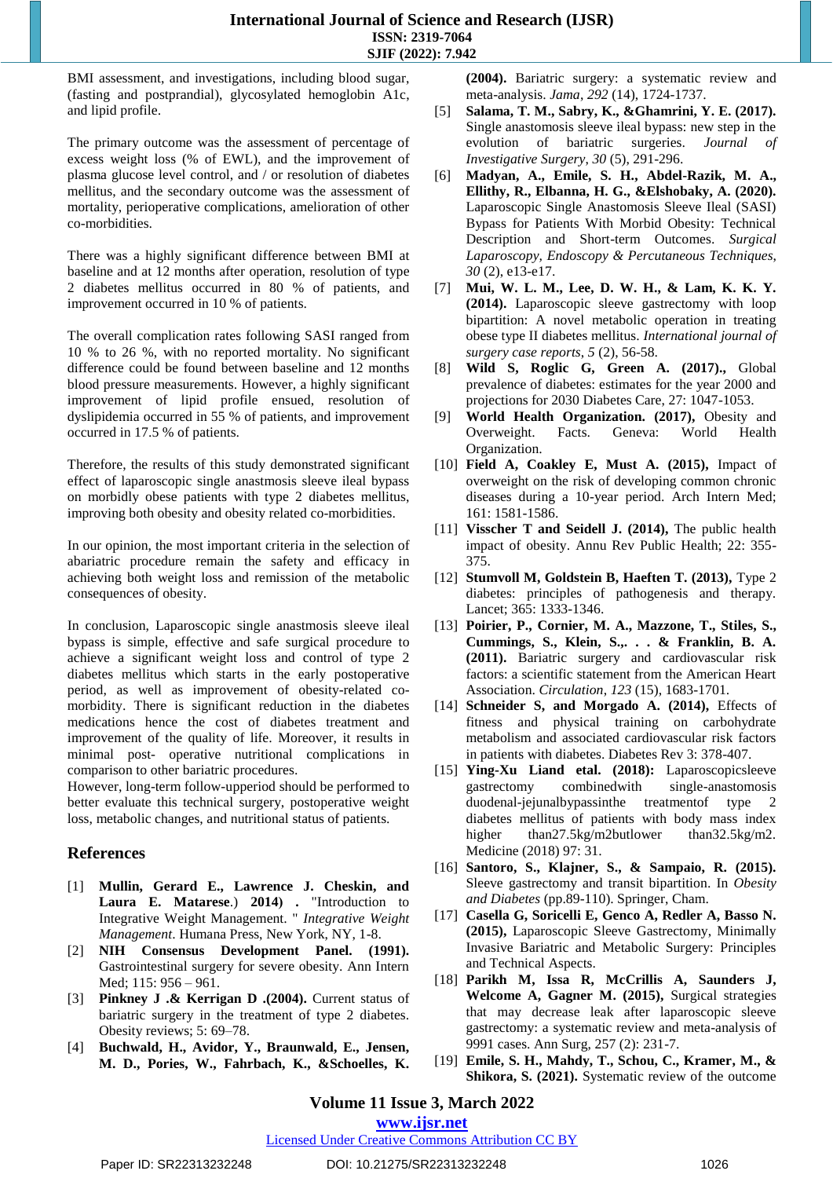BMI assessment, and investigations, including blood sugar, (fasting and postprandial), glycosylated hemoglobin A1c, and lipid profile.

The primary outcome was the assessment of percentage of excess weight loss (% of EWL), and the improvement of plasma glucose level control, and / or resolution of diabetes mellitus, and the secondary outcome was the assessment of mortality, perioperative complications, amelioration of other co-morbidities.

There was a highly significant difference between BMI at baseline and at 12 months after operation, resolution of type 2 diabetes mellitus occurred in 80 % of patients, and improvement occurred in 10 % of patients.

The overall complication rates following SASI ranged from 10 % to 26 %, with no reported mortality. No significant difference could be found between baseline and 12 months blood pressure measurements. However, a highly significant improvement of lipid profile ensued, resolution of dyslipidemia occurred in 55 % of patients, and improvement occurred in 17.5 % of patients.

Therefore, the results of this study demonstrated significant effect of laparoscopic single anastmosis sleeve ileal bypass on morbidly obese patients with type 2 diabetes mellitus, improving both obesity and obesity related co-morbidities.

In our opinion, the most important criteria in the selection of abariatric procedure remain the safety and efficacy in achieving both weight loss and remission of the metabolic consequences of obesity.

In conclusion, Laparoscopic single anastmosis sleeve ileal bypass is simple, effective and safe surgical procedure to achieve a significant weight loss and control of type 2 diabetes mellitus which starts in the early postoperative period, as well as improvement of obesity-related co-morbidity. There is significant reduction in the diabetes medications hence the cost of diabetes treatment and improvement of the quality of life. Moreover, it results in minimal post- operative nutritional complications in comparison to other bariatric procedures.
However, long-term follow-upperiod should be performed to better evaluate this technical surgery, postoperative weight loss, metabolic changes, and nutritional status of patients.

## References

[1] **Mullin, Gerard E., Lawrence J. Cheskin, and Laura E. Matarese**.) **2014)** . "Introduction to Integrative Weight Management. " *Integrative Weight Management*. Humana Press, New York, NY, 1-8.

[2] **NIH Consensus Development Panel. (1991).** Gastrointestinal surgery for severe obesity. Ann Intern Med; 115: 956 – 961.

[3] **Pinkney J .& Kerrigan D .(2004).** Current status of bariatric surgery in the treatment of type 2 diabetes. Obesity reviews; 5: 69–78.

[4] **Buchwald, H., Avidor, Y., Braunwald, E., Jensen, M. D., Pories, W., Fahrbach, K., &Schoelles, K. (2004).** Bariatric surgery: a systematic review and meta-analysis. *Jama*, *292* (14), 1724-1737.

[5] **Salama, T. M., Sabry, K., &Ghamrini, Y. E. (2017).** Single anastomosis sleeve ileal bypass: new step in the evolution of bariatric surgeries. *Journal of Investigative Surgery*, *30* (5), 291-296.

[6] **Madyan, A., Emile, S. H., Abdel-Razik, M. A., Ellithy, R., Elbanna, H. G., &Elshobaky, A. (2020).** Laparoscopic Single Anastomosis Sleeve Ileal (SASI) Bypass for Patients With Morbid Obesity: Technical Description and Short-term Outcomes. *Surgical Laparoscopy, Endoscopy & Percutaneous Techniques*, *30* (2), e13-e17.

[7] **Mui, W. L. M., Lee, D. W. H., & Lam, K. K. Y. (2014).** Laparoscopic sleeve gastrectomy with loop bipartition: A novel metabolic operation in treating obese type II diabetes mellitus. *International journal of surgery case reports*, *5* (2), 56-58.

[8] **Wild S, Roglic G, Green A. (2017).,** Global prevalence of diabetes: estimates for the year 2000 and projections for 2030 Diabetes Care, 27: 1047-1053.

[9] **World Health Organization. (2017),** Obesity and Overweight. Facts. Geneva: World Health Organization.

[10] **Field A, Coakley E, Must A. (2015),** Impact of overweight on the risk of developing common chronic diseases during a 10-year period. Arch Intern Med; 161: 1581-1586.

[11] **Visscher T and Seidell J. (2014),** The public health impact of obesity. Annu Rev Public Health; 22: 355-375.

[12] **Stumvoll M, Goldstein B, Haeften T. (2013),** Type 2 diabetes: principles of pathogenesis and therapy. Lancet; 365: 1333-1346.

[13] **Poirier, P., Cornier, M. A., Mazzone, T., Stiles, S., Cummings, S., Klein, S.,. . . & Franklin, B. A. (2011).** Bariatric surgery and cardiovascular risk factors: a scientific statement from the American Heart Association. *Circulation*, *123* (15), 1683-1701.

[14] **Schneider S, and Morgado A. (2014),** Effects of fitness and physical training on carbohydrate metabolism and associated cardiovascular risk factors in patients with diabetes. Diabetes Rev 3: 378-407.

[15] **Ying-Xu Liand etal. (2018):** Laparoscopicsleeve gastrectomy combinedwith single-anastomosis duodenal-jejunalbypassinthe treatmentof type 2 diabetes mellitus of patients with body mass index higher than27.5kg/m2butlower than32.5kg/m2. Medicine (2018) 97: 31.

[16] **Santoro, S., Klajner, S., & Sampaio, R. (2015).** Sleeve gastrectomy and transit bipartition. In *Obesity and Diabetes* (pp.89-110). Springer, Cham.

[17] **Casella G, Soricelli E, Genco A, Redler A, Basso N. (2015),** Laparoscopic Sleeve Gastrectomy, Minimally Invasive Bariatric and Metabolic Surgery: Principles and Technical Aspects.

[18] **Parikh M, Issa R, McCrillis A, Saunders J, Welcome A, Gagner M. (2015),** Surgical strategies that may decrease leak after laparoscopic sleeve gastrectomy: a systematic review and meta-analysis of 9991 cases. Ann Surg, 257 (2): 231-7.

[19] **Emile, S. H., Mahdy, T., Schou, C., Kramer, M., & Shikora, S. (2021).** Systematic review of the outcome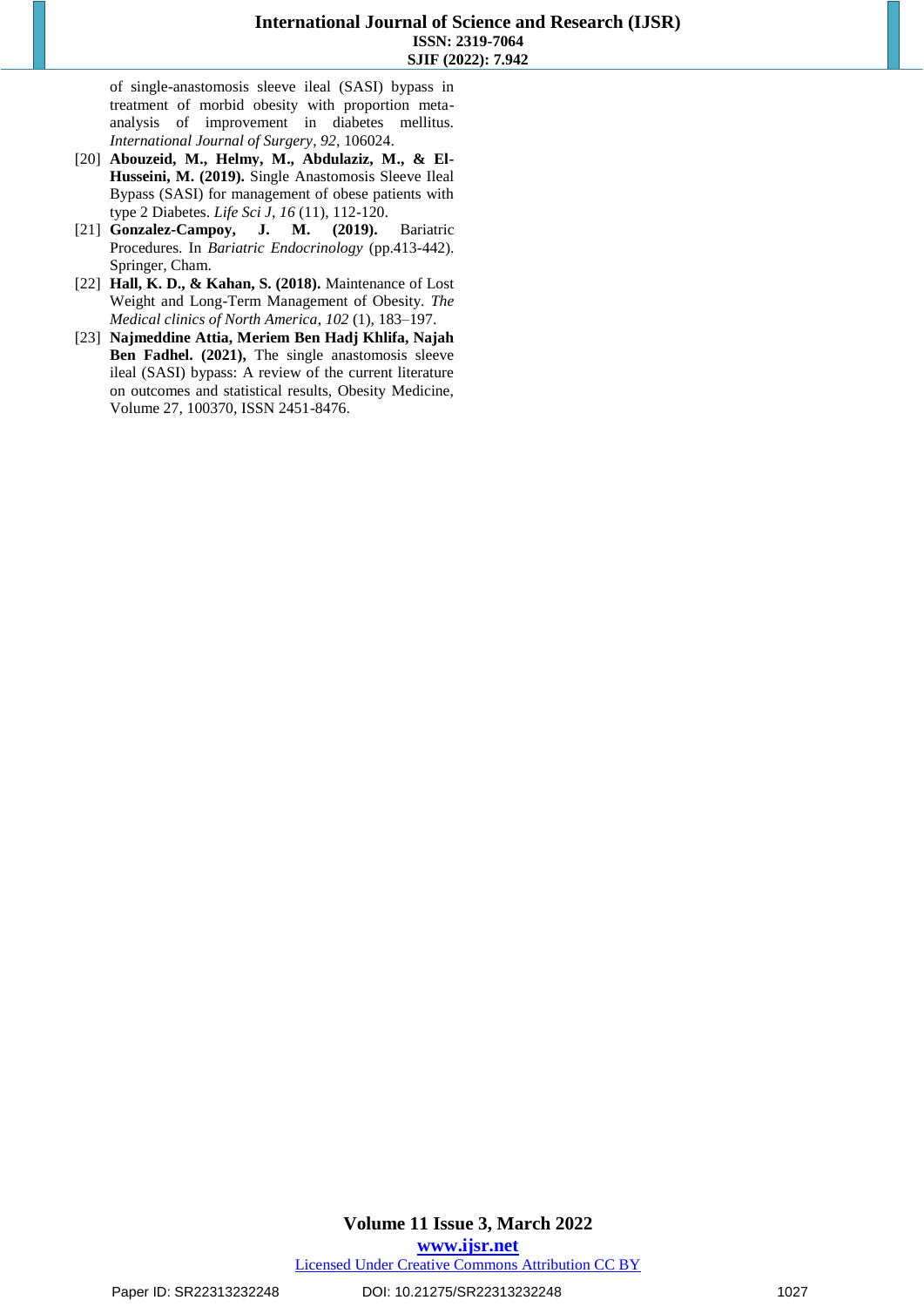of single-anastomosis sleeve ileal (SASI) bypass in treatment of morbid obesity with proportion meta-analysis of improvement in diabetes mellitus. *International Journal of Surgery*, *92*, 106024.

[20] **Abouzeid, M., Helmy, M., Abdulaziz, M., & El-Husseini, M. (2019).** Single Anastomosis Sleeve Ileal Bypass (SASI) for management of obese patients with type 2 Diabetes. *Life Sci J*, *16* (11), 112-120.

[21] **Gonzalez-Campoy, J. M. (2019).** Bariatric Procedures. In *Bariatric Endocrinology* (pp.413-442). Springer, Cham.

[22] **Hall, K. D., & Kahan, S. (2018).** Maintenance of Lost Weight and Long-Term Management of Obesity. *The Medical clinics of North America*, *102* (1), 183–197.

[23] **Najmeddine Attia, Meriem Ben Hadj Khlifa, Najah Ben Fadhel. (2021),** The single anastomosis sleeve ileal (SASI) bypass: A review of the current literature on outcomes and statistical results, Obesity Medicine, Volume 27, 100370, ISSN 2451-8476.